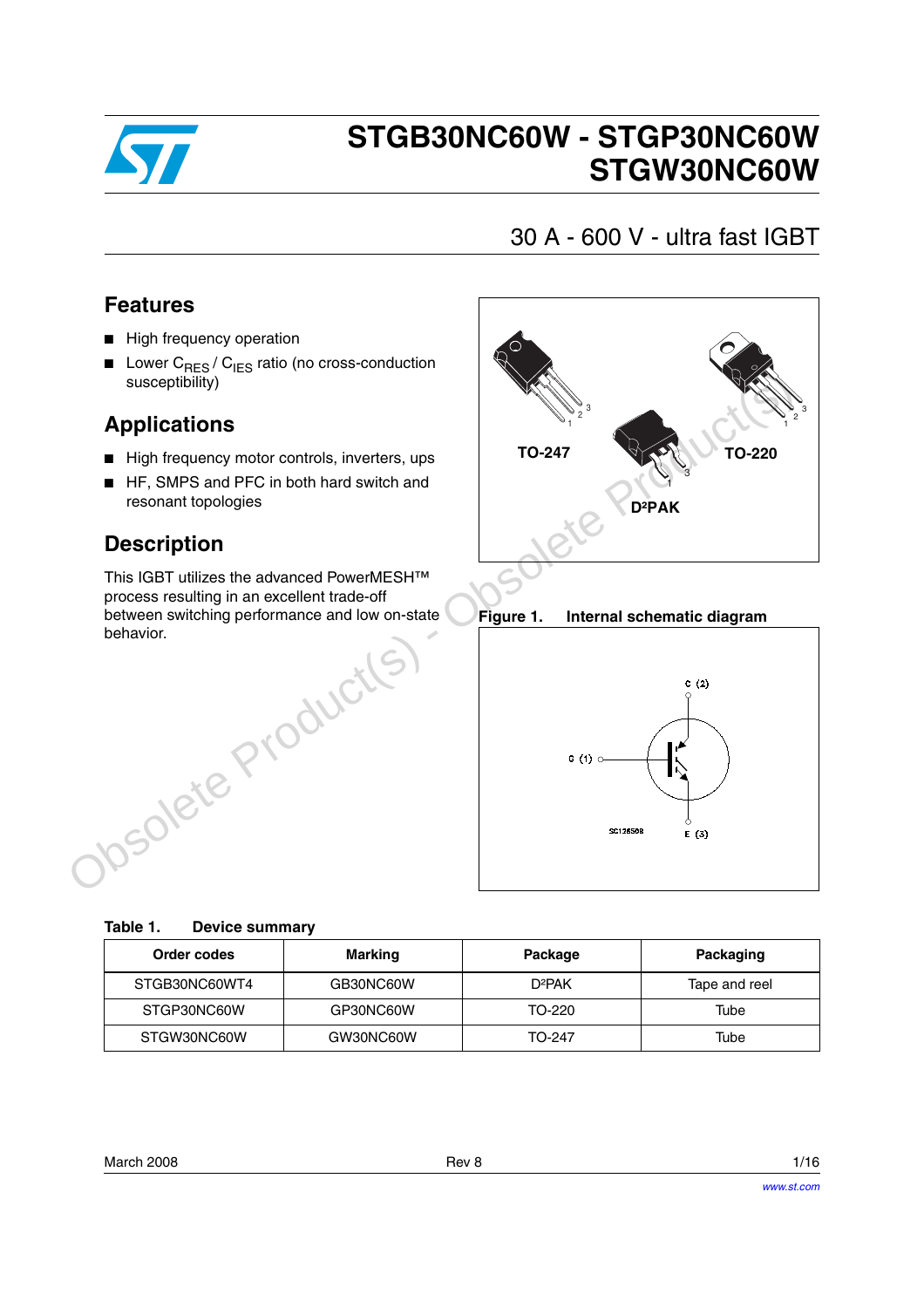# STGB30NC60W - STGP30NC60W STGW30NC60W

## 30 A - 600 V - ultra fast IGBT

## Features

- High frequency operation
- Lower $C_{RES}$ / $C_{IES}$ ratio (no cross-conduction susceptibility)

## Applications

- High frequency motor controls, inverters, ups
- HF, SMPS and PFC in both hard switch and resonant topologies

## Description

This IGBT utilizes the advanced PowerMESH™ process resulting in an excellent trade-off between switching performance and low on-state behavior.

TO-247, TO-220, D²PAK

**Figure 1. Internal schematic diagram**

**Table 1. Device summary**

| Order codes | Marking | Package | Packaging |
|---|---|---|---|
| STGB30NC60WT4 | GB30NC60W | D²PAK | Tape and reel |
| STGP30NC60W | GP30NC60W | TO-220 | Tube |
| STGW30NC60W | GW30NC60W | TO-247 | Tube |

March 2008 Rev 8

www.st.com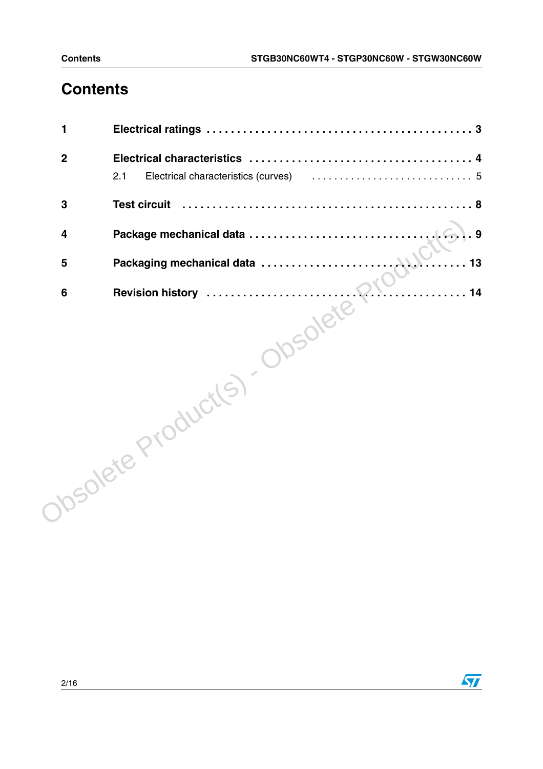# Contents

1 **Electrical ratings** . . . . . . . . . . . . . . . . . . . . . . . . . . . . . . . . . . . . . . . . . . . . 3

2 **Electrical characteristics** . . . . . . . . . . . . . . . . . . . . . . . . . . . . . . . . . . . . . 4

  2.1 Electrical characteristics (curves) . . . . . . . . . . . . . . . . . . . . . . . . . . . . 5

3 **Test circuit** . . . . . . . . . . . . . . . . . . . . . . . . . . . . . . . . . . . . . . . . . . . . . . . 8

4 **Package mechanical data** . . . . . . . . . . . . . . . . . . . . . . . . . . . . . . . . . . . . 9

5 **Packaging mechanical data** . . . . . . . . . . . . . . . . . . . . . . . . . . . . . . . . . . 13

6 **Revision history** . . . . . . . . . . . . . . . . . . . . . . . . . . . . . . . . . . . . . . . . . 14

Obsolete Product(s) - Obsolete Product(s)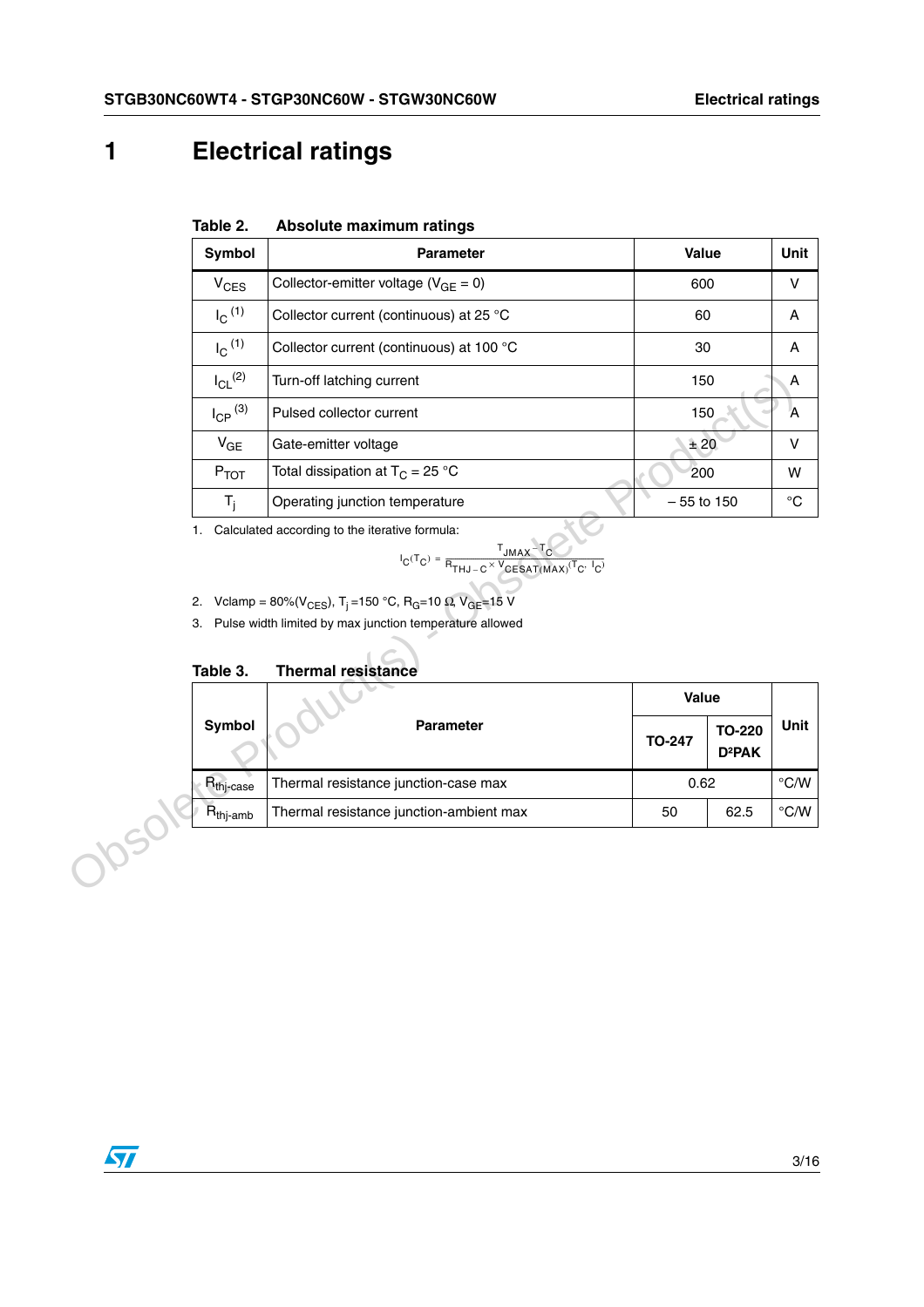# 1 Electrical ratings

**Table 2. Absolute maximum ratings**

| Symbol | Parameter | Value | Unit |
|---|---|---|---|
| $V_{CES}$ | Collector-emitter voltage ($V_{GE}$ = 0) | 600 | V |
| $I_C$ (1) | Collector current (continuous) at 25 °C | 60 | A |
| $I_C$ (1) | Collector current (continuous) at 100 °C | 30 | A |
| $I_{CL}$ (2) | Turn-off latching current | 150 | A |
| $I_{CP}$ (3) | Pulsed collector current | 150 | A |
| $V_{GE}$ | Gate-emitter voltage | ± 20 | V |
| $P_{TOT}$ | Total dissipation at $T_C$ = 25 °C | 200 | W |
| $T_j$ | Operating junction temperature | – 55 to 150 | °C |

1. Calculated according to the iterative formula:

$$I_C(T_C) = \frac{T_{JMAX} - T_C}{R_{THJ-C} \times V_{CESAT(MAX)}(T_C, I_C)}$$

2. Vclamp = 80%($V_{CES}$), $T_j$ =150 °C, $R_G$=10 Ω, $V_{GE}$=15 V
3. Pulse width limited by max junction temperature allowed

**Table 3. Thermal resistance**

| Symbol | Parameter | Value | | Unit |
|---|---|---|---|---|
| | | TO-247 | TO-220 D²PAK | |
| $R_{thj-case}$ | Thermal resistance junction-case max | 0.62 | | °C/W |
| $R_{thj-amb}$ | Thermal resistance junction-ambient max | 50 | 62.5 | °C/W |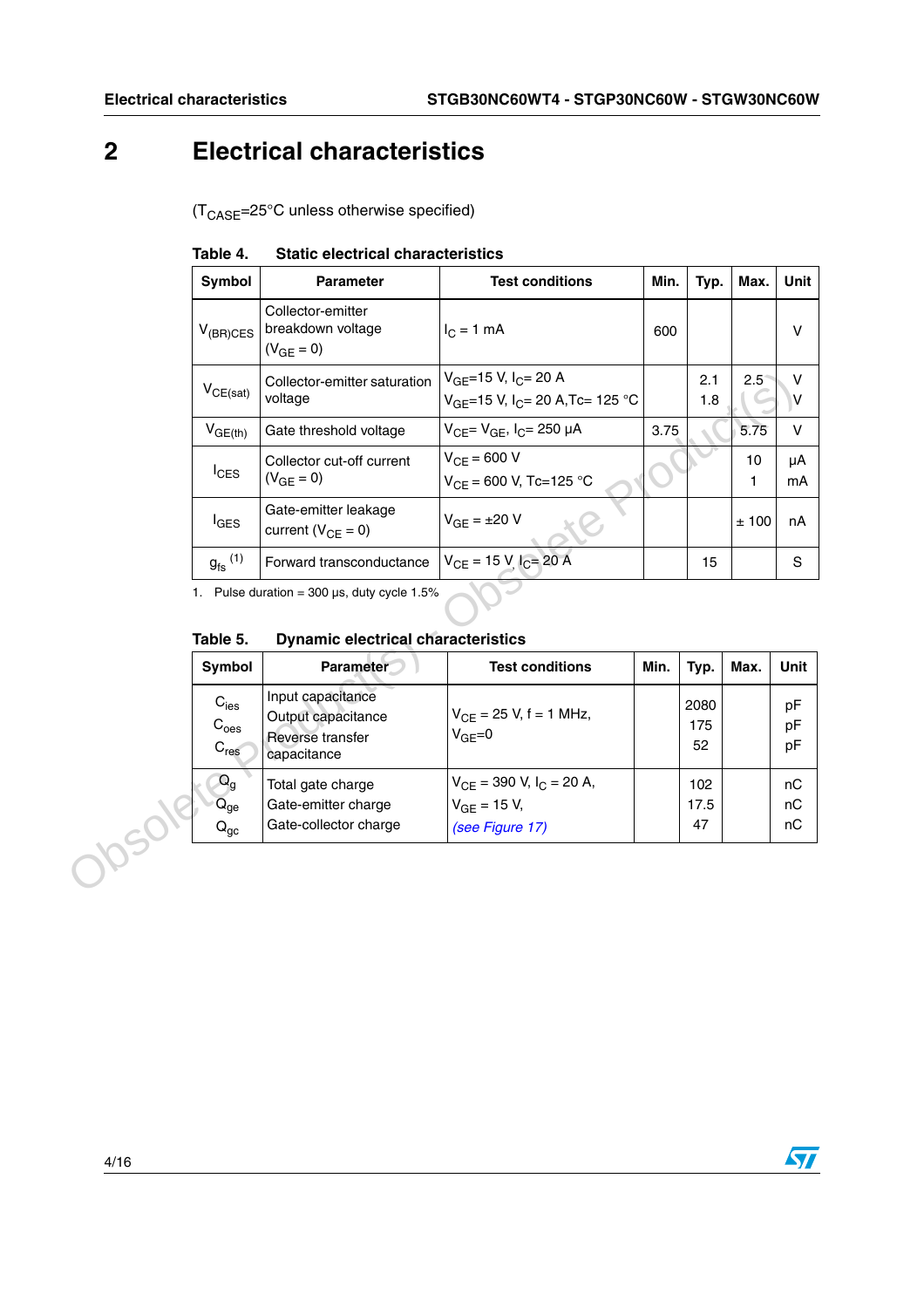# 2 Electrical characteristics

($T_{CASE}$=25°C unless otherwise specified)

**Table 4. Static electrical characteristics**

| Symbol | Parameter | Test conditions | Min. | Typ. | Max. | Unit |
|---|---|---|---|---|---|---|
| $V_{(BR)CES}$ | Collector-emitter breakdown voltage ($V_{GE}$ = 0) | $I_C$ = 1 mA | 600 | | | V |
| $V_{CE(sat)}$ | Collector-emitter saturation voltage | $V_{GE}$=15 V, $I_C$= 20 A<br>$V_{GE}$=15 V, $I_C$= 20 A,Tc= 125 °C | | 2.1<br>1.8 | 2.5 | V<br>V |
| $V_{GE(th)}$ | Gate threshold voltage | $V_{CE}$= $V_{GE}$, $I_C$= 250 µA | 3.75 | | 5.75 | V |
| $I_{CES}$ | Collector cut-off current ($V_{GE}$ = 0) | $V_{CE}$ = 600 V<br>$V_{CE}$ = 600 V, Tc=125 °C | | | 10<br>1 | µA<br>mA |
| $I_{GES}$ | Gate-emitter leakage current ($V_{CE}$ = 0) | $V_{GE}$ = ±20 V | | | ± 100 | nA |
| $g_{fs}$ [(1)] | Forward transconductance | $V_{CE}$ = 15 V, $I_C$= 20 A | | 15 | | S |

1. Pulse duration = 300 µs, duty cycle 1.5%

**Table 5. Dynamic electrical characteristics**

| Symbol | Parameter | Test conditions | Min. | Typ. | Max. | Unit |
|---|---|---|---|---|---|---|
| $C_{ies}$<br>$C_{oes}$<br>$C_{res}$ | Input capacitance<br>Output capacitance<br>Reverse transfer capacitance | $V_{CE}$ = 25 V, f = 1 MHz, $V_{GE}$=0 | | 2080<br>175<br>52 | | pF<br>pF<br>pF |
| $Q_g$<br>$Q_{ge}$<br>$Q_{gc}$ | Total gate charge<br>Gate-emitter charge<br>Gate-collector charge | $V_{CE}$ = 390 V, $I_C$ = 20 A, $V_{GE}$ = 15 V, *(see Figure 17)* | | 102<br>17.5<br>47 | | nC<br>nC<br>nC |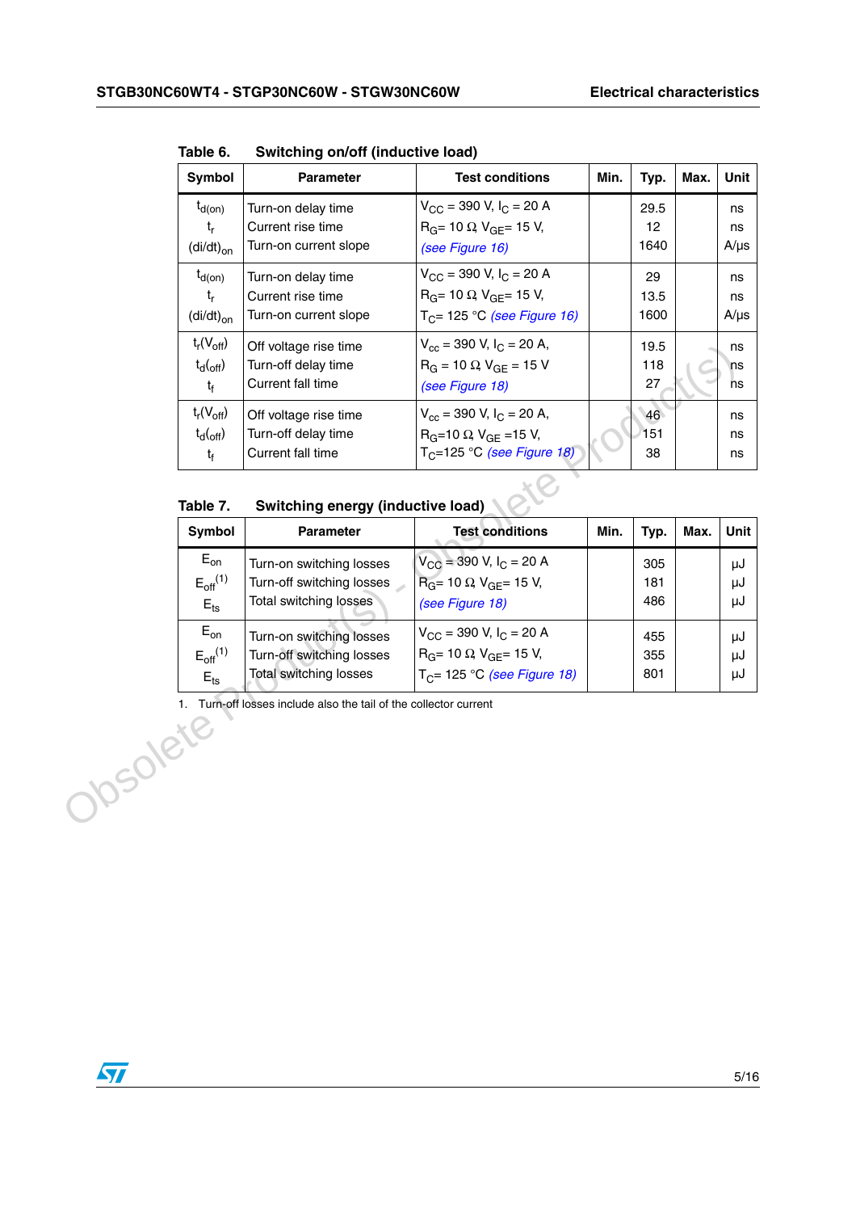**Table 6. Switching on/off (inductive load)**

| Symbol | Parameter | Test conditions | Min. | Typ. | Max. | Unit |
|---|---|---|---|---|---|---|
| $t_{d(on)}$<br>$t_r$<br>$(di/dt)_{on}$ | Turn-on delay time<br>Current rise time<br>Turn-on current slope | $V_{CC}$ = 390 V, $I_C$ = 20 A<br>$R_G$= 10 Ω $V_{GE}$= 15 V,<br>*(see Figure 16)* | | 29.5<br>12<br>1640 | | ns<br>ns<br>A/µs |
| $t_{d(on)}$<br>$t_r$<br>$(di/dt)_{on}$ | Turn-on delay time<br>Current rise time<br>Turn-on current slope | $V_{CC}$ = 390 V, $I_C$ = 20 A<br>$R_G$= 10 Ω $V_{GE}$= 15 V,<br>$T_C$= 125 °C *(see Figure 16)* | | 29<br>13.5<br>1600 | | ns<br>ns<br>A/µs |
| $t_r(V_{off})$<br>$t_d(_{off})$<br>$t_f$ | Off voltage rise time<br>Turn-off delay time<br>Current fall time | $V_{cc}$ = 390 V, $I_C$ = 20 A,<br>$R_G$ = 10 Ω $V_{GE}$ = 15 V<br>*(see Figure 18)* | | 19.5<br>118<br>27 | | ns<br>ns<br>ns |
| $t_r(V_{off})$<br>$t_d(_{off})$<br>$t_f$ | Off voltage rise time<br>Turn-off delay time<br>Current fall time | $V_{cc}$ = 390 V, $I_C$ = 20 A,<br>$R_G$=10 Ω $V_{GE}$ =15 V,<br>$T_C$=125 °C *(see Figure 18)* | | 46<br>151<br>38 | | ns<br>ns<br>ns |

**Table 7. Switching energy (inductive load)**

| Symbol | Parameter | Test conditions | Min. | Typ. | Max. | Unit |
|---|---|---|---|---|---|---|
| $E_{on}$<br>$E_{off}$(1)<br>$E_{ts}$ | Turn-on switching losses<br>Turn-off switching losses<br>Total switching losses | $V_{CC}$ = 390 V, $I_C$ = 20 A<br>$R_G$= 10 Ω $V_{GE}$= 15 V,<br>*(see Figure 18)* | | 305<br>181<br>486 | | µJ<br>µJ<br>µJ |
| $E_{on}$<br>$E_{off}$(1)<br>$E_{ts}$ | Turn-on switching losses<br>Turn-off switching losses<br>Total switching losses | $V_{CC}$ = 390 V, $I_C$ = 20 A<br>$R_G$= 10 Ω $V_{GE}$= 15 V,<br>$T_C$= 125 °C *(see Figure 18)* | | 455<br>355<br>801 | | µJ<br>µJ<br>µJ |

1. Turn-off losses include also the tail of the collector current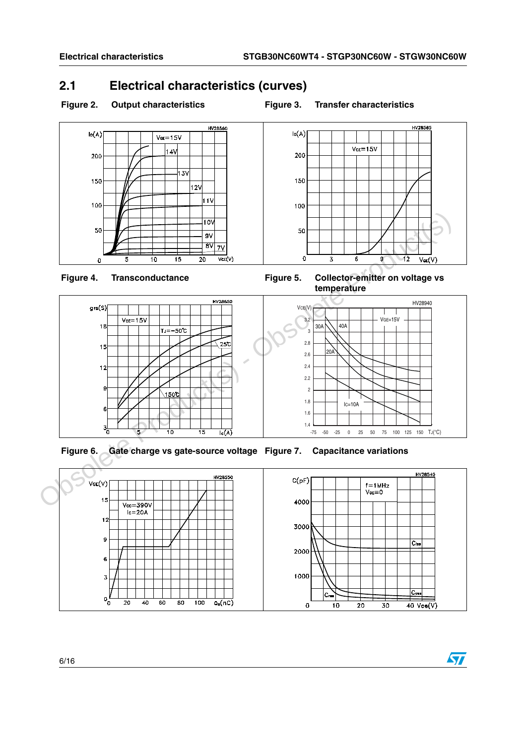## 2.1 Electrical characteristics (curves)

**Figure 2. Output characteristics**

**Figure 3. Transfer characteristics**

**Figure 4. Transconductance**

**Figure 5. Collector-emitter on voltage vs temperature**

**Figure 6. Gate charge vs gate-source voltage**

**Figure 7. Capacitance variations**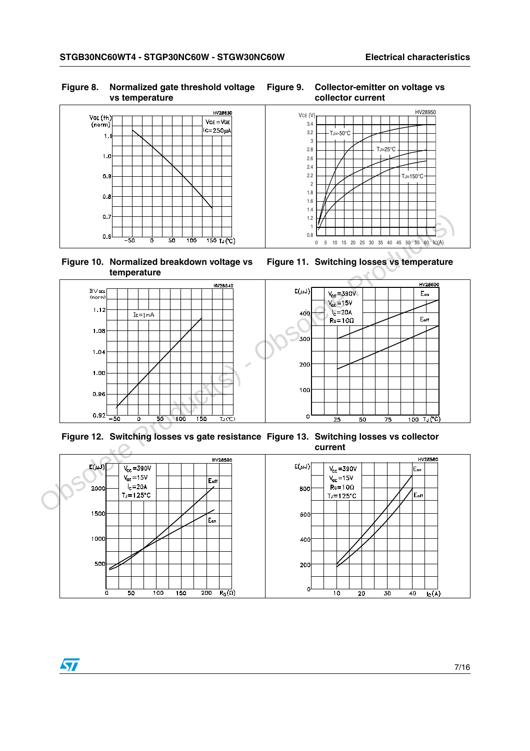**Figure 8. Normalized gate threshold voltage vs temperature**

**Figure 9. Collector-emitter on voltage vs collector current**

**Figure 10. Normalized breakdown voltage vs temperature**

**Figure 11. Switching losses vs temperature**

**Figure 12. Switching losses vs gate resistance**

**Figure 13. Switching losses vs collector current**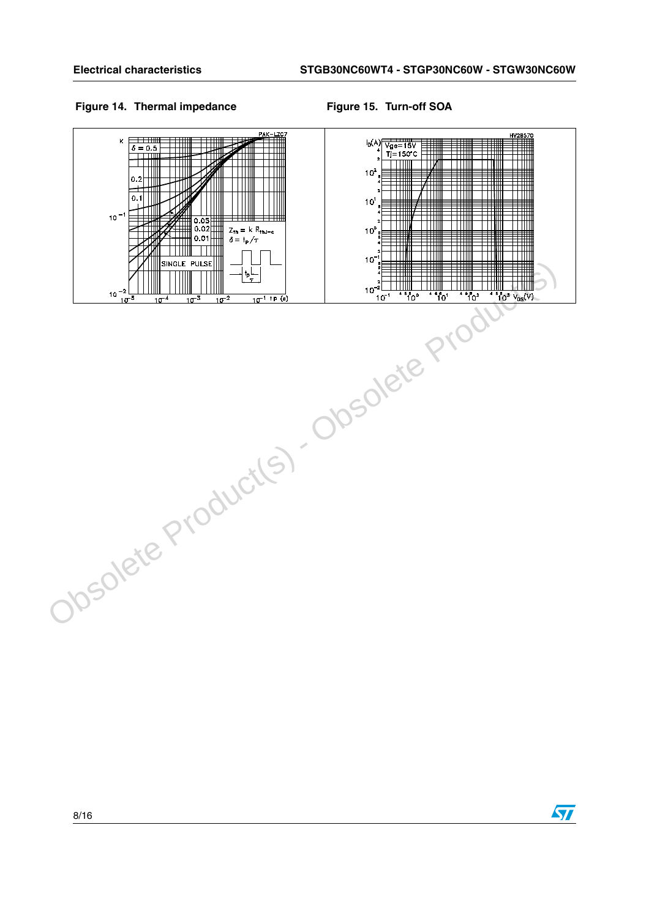**Figure 14. Thermal impedance**

**Figure 15. Turn-off SOA**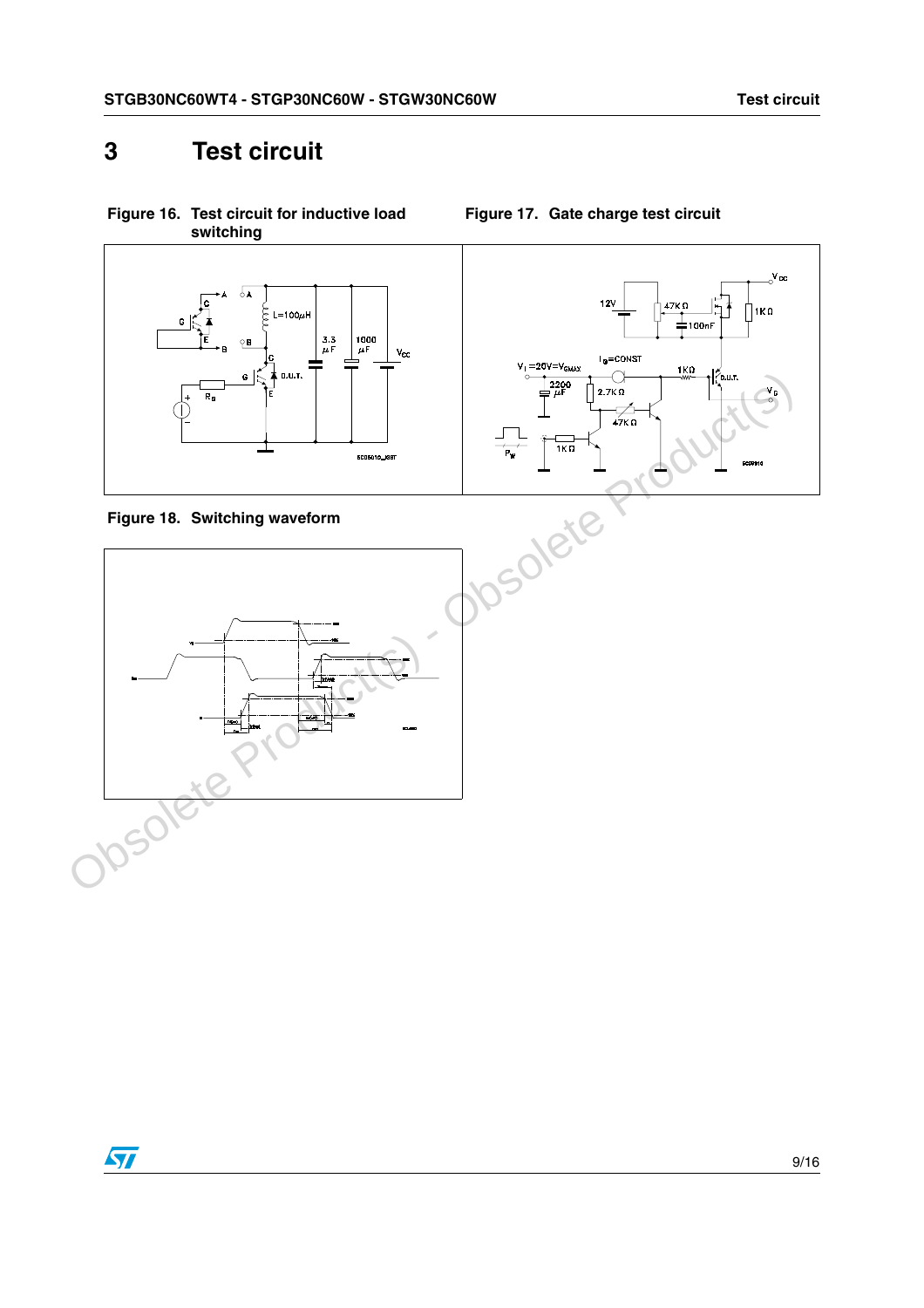# 3 Test circuit

Figure 16. Test circuit for inductive load switching

Figure 17. Gate charge test circuit

Figure 18. Switching waveform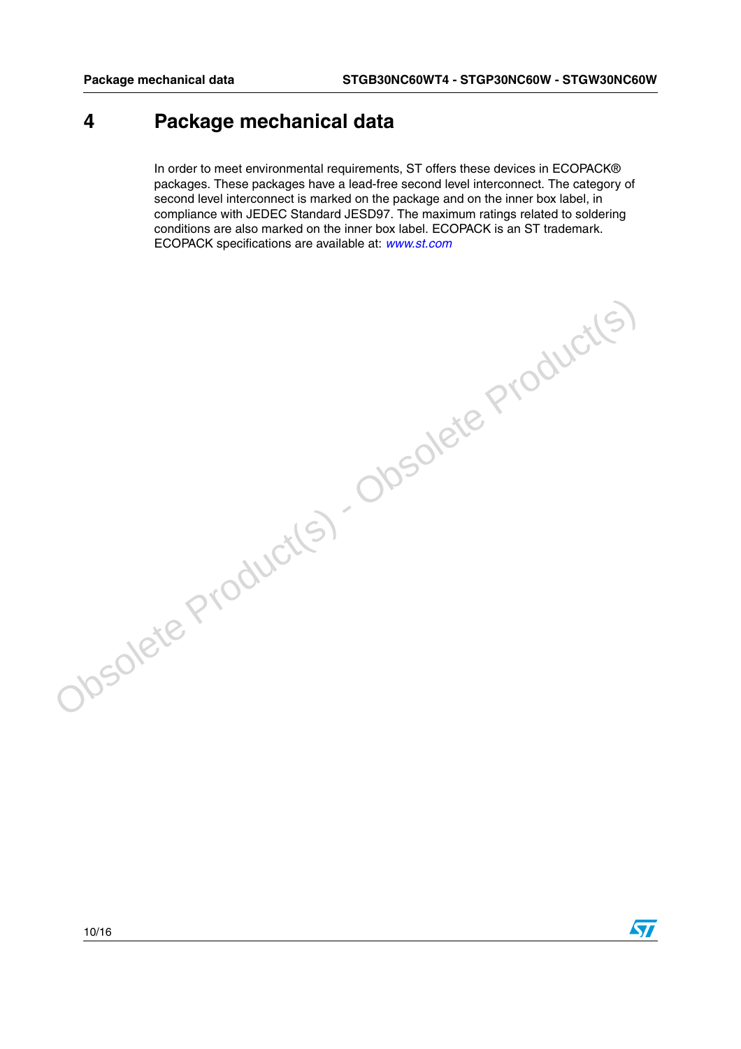# 4 Package mechanical data

In order to meet environmental requirements, ST offers these devices in ECOPACK® packages. These packages have a lead-free second level interconnect. The category of second level interconnect is marked on the package and on the inner box label, in compliance with JEDEC Standard JESD97. The maximum ratings related to soldering conditions are also marked on the inner box label. ECOPACK is an ST trademark. ECOPACK specifications are available at: www.st.com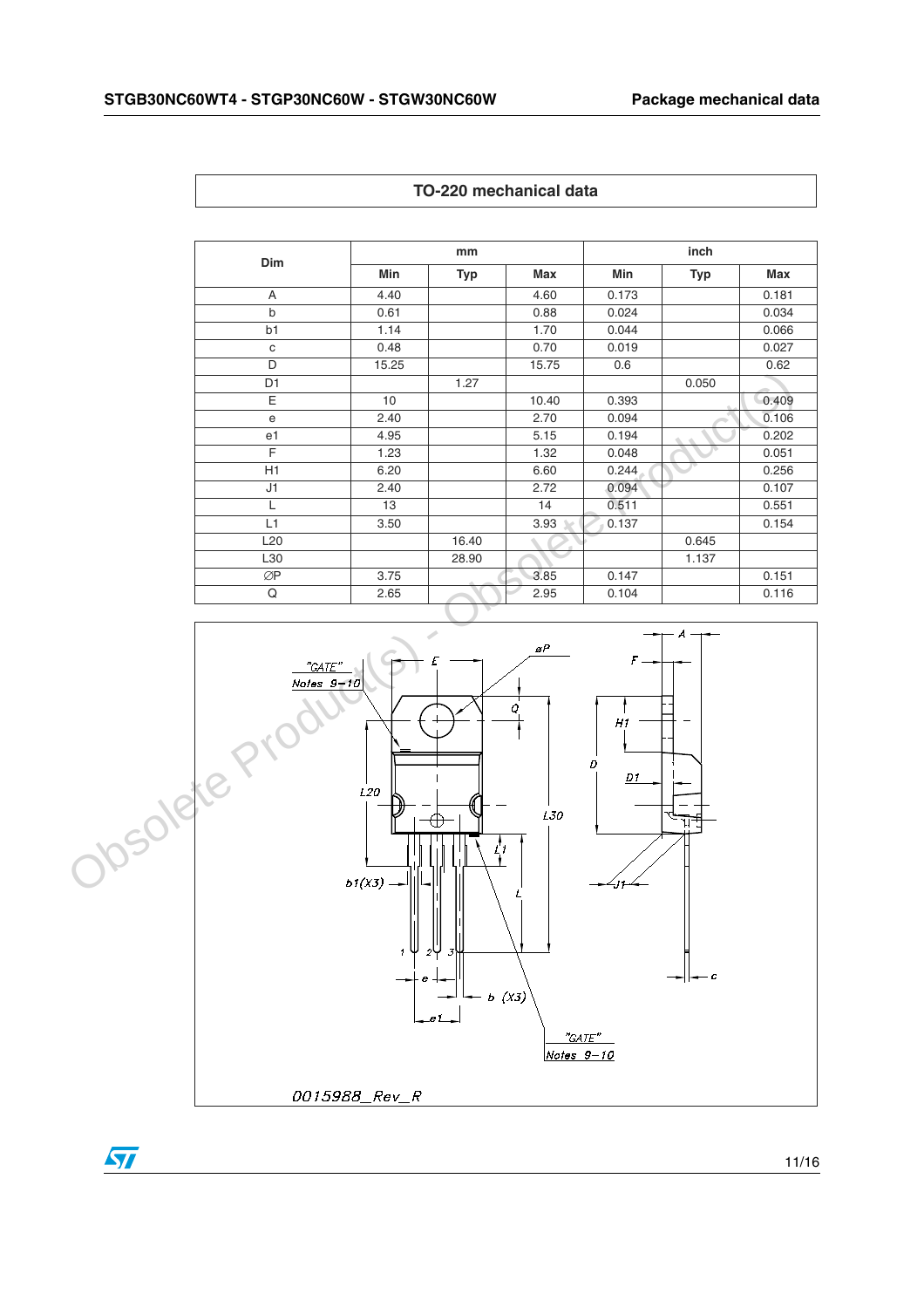## TO-220 mechanical data

| Dim | mm | | | inch | | |
|---|---|---|---|---|---|---|
| | Min | Typ | Max | Min | Typ | Max |
| A | 4.40 | | 4.60 | 0.173 | | 0.181 |
| b | 0.61 | | 0.88 | 0.024 | | 0.034 |
| b1 | 1.14 | | 1.70 | 0.044 | | 0.066 |
| c | 0.48 | | 0.70 | 0.019 | | 0.027 |
| D | 15.25 | | 15.75 | 0.6 | | 0.62 |
| D1 | | 1.27 | | | 0.050 | |
| E | 10 | | 10.40 | 0.393 | | 0.409 |
| e | 2.40 | | 2.70 | 0.094 | | 0.106 |
| e1 | 4.95 | | 5.15 | 0.194 | | 0.202 |
| F | 1.23 | | 1.32 | 0.048 | | 0.051 |
| H1 | 6.20 | | 6.60 | 0.244 | | 0.256 |
| J1 | 2.40 | | 2.72 | 0.094 | | 0.107 |
| L | 13 | | 14 | 0.511 | | 0.551 |
| L1 | 3.50 | | 3.93 | 0.137 | | 0.154 |
| L20 | | 16.40 | | | 0.645 | |
| L30 | | 28.90 | | | 1.137 | |
| ∅P | 3.75 | | 3.85 | 0.147 | | 0.151 |
| Q | 2.65 | | 2.95 | 0.104 | | 0.116 |

"GATE" Notes 9–10

0015988_Rev_R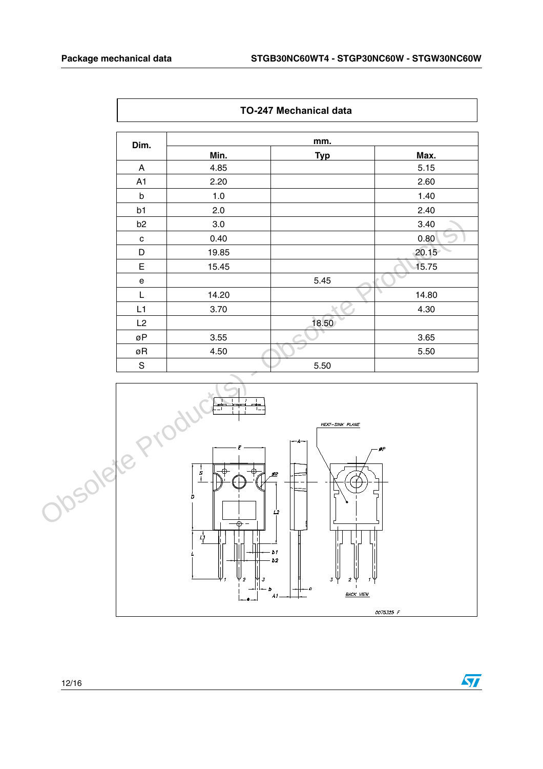**TO-247 Mechanical data**

| Dim. | mm. | | |
|---|---|---|---|
| | Min. | Typ | Max. |
| A | 4.85 | | 5.15 |
| A1 | 2.20 | | 2.60 |
| b | 1.0 | | 1.40 |
| b1 | 2.0 | | 2.40 |
| b2 | 3.0 | | 3.40 |
| c | 0.40 | | 0.80 |
| D | 19.85 | | 20.15 |
| E | 15.45 | | 15.75 |
| e | | 5.45 | |
| L | 14.20 | | 14.80 |
| L1 | 3.70 | | 4.30 |
| L2 | | 18.50 | |
| øP | 3.55 | | 3.65 |
| øR | 4.50 | | 5.50 |
| S | | 5.50 | |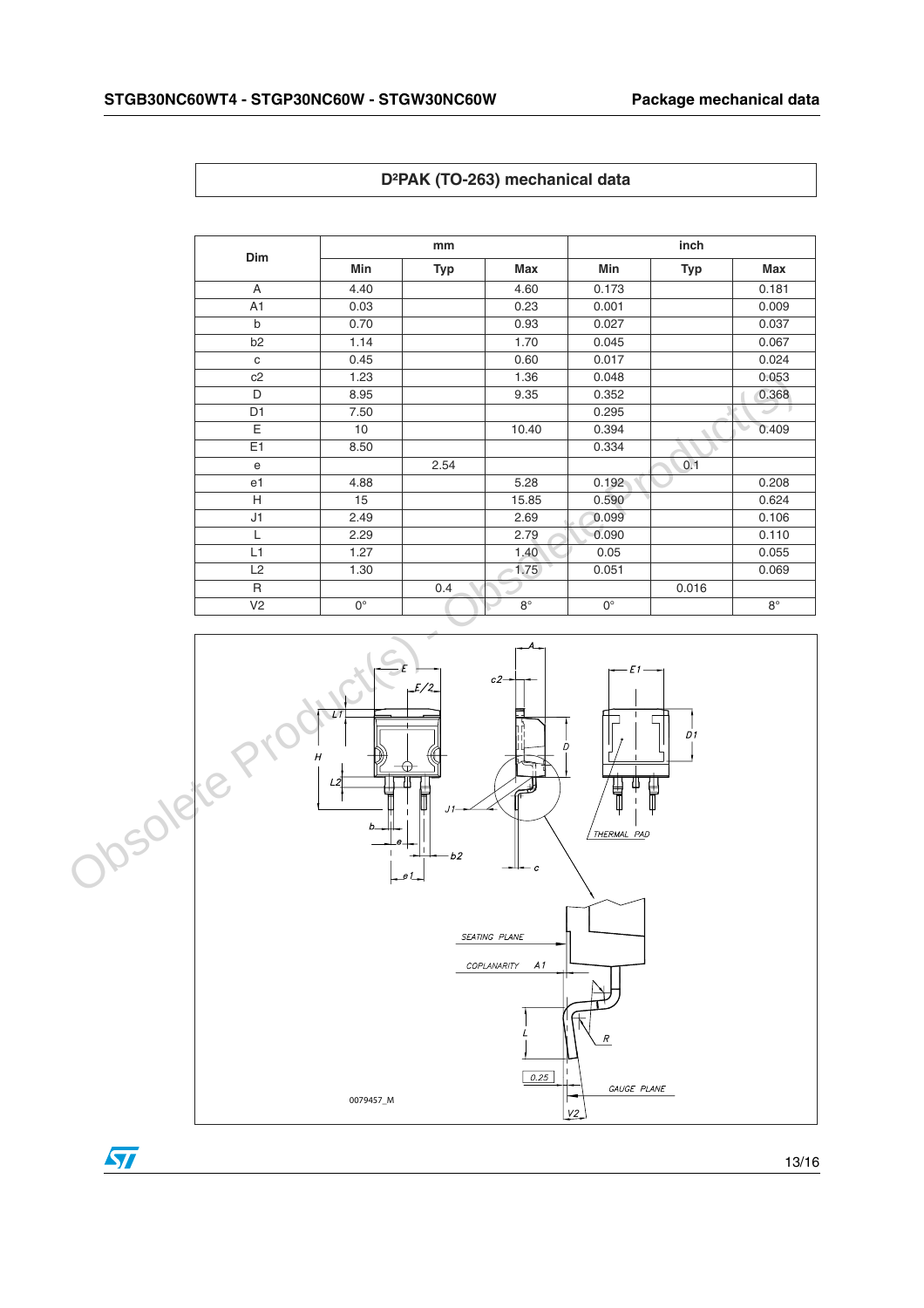## D²PAK (TO-263) mechanical data

| Dim | mm | | | inch | | |
|---|---|---|---|---|---|---|
| | Min | Typ | Max | Min | Typ | Max |
| A | 4.40 | | 4.60 | 0.173 | | 0.181 |
| A1 | 0.03 | | 0.23 | 0.001 | | 0.009 |
| b | 0.70 | | 0.93 | 0.027 | | 0.037 |
| b2 | 1.14 | | 1.70 | 0.045 | | 0.067 |
| c | 0.45 | | 0.60 | 0.017 | | 0.024 |
| c2 | 1.23 | | 1.36 | 0.048 | | 0.053 |
| D | 8.95 | | 9.35 | 0.352 | | 0.368 |
| D1 | 7.50 | | | 0.295 | | |
| E | 10 | | 10.40 | 0.394 | | 0.409 |
| E1 | 8.50 | | | 0.334 | | |
| e | | 2.54 | | | 0.1 | |
| e1 | 4.88 | | 5.28 | 0.192 | | 0.208 |
| H | 15 | | 15.85 | 0.590 | | 0.624 |
| J1 | 2.49 | | 2.69 | 0.099 | | 0.106 |
| L | 2.29 | | 2.79 | 0.090 | | 0.110 |
| L1 | 1.27 | | 1.40 | 0.05 | | 0.055 |
| L2 | 1.30 | | 1.75 | 0.051 | | 0.069 |
| R | | 0.4 | | | 0.016 | |
| V2 | 0° | | 8° | 0° | | 8° |

0079457_M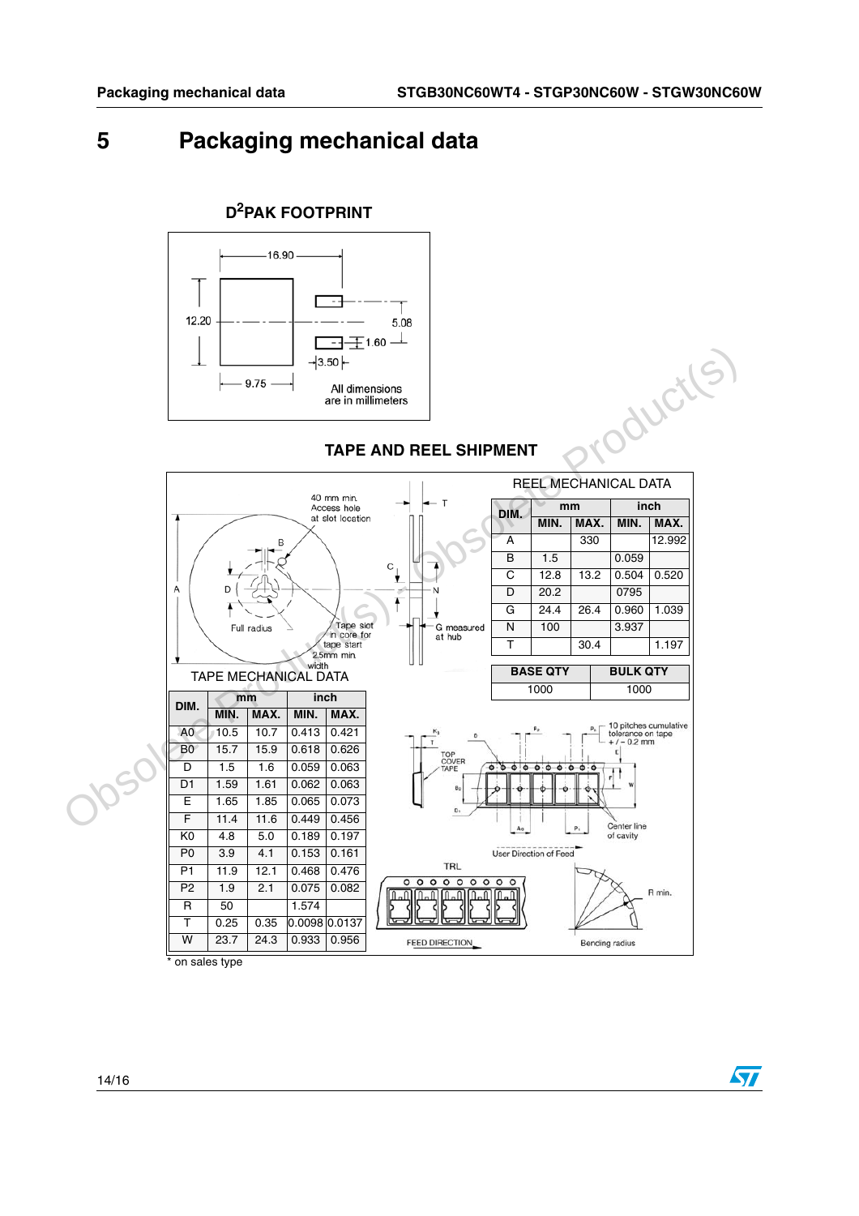# 5 Packaging mechanical data

## $D^2$PAK FOOTPRINT

16.90

12.20

5.08

1.60

3.50

9.75

All dimensions are in millimeters

## TAPE AND REEL SHIPMENT

REEL MECHANICAL DATA

| DIM. | mm | | inch | |
|---|---|---|---|---|
| | MIN. | MAX. | MIN. | MAX. |
| A | | 330 | | 12.992 |
| B | 1.5 | | 0.059 | |
| C | 12.8 | 13.2 | 0.504 | 0.520 |
| D | 20.2 | | 0795 | |
| G | 24.4 | 26.4 | 0.960 | 1.039 |
| N | 100 | | 3.937 | |
| T | | 30.4 | | 1.197 |

| BASE QTY | BULK QTY |
|---|---|
| 1000 | 1000 |

TAPE MECHANICAL DATA

| DIM. | mm | | inch | |
|---|---|---|---|---|
| | MIN. | MAX. | MIN. | MAX. |
| A0 | 10.5 | 10.7 | 0.413 | 0.421 |
| B0 | 15.7 | 15.9 | 0.618 | 0.626 |
| D | 1.5 | 1.6 | 0.059 | 0.063 |
| D1 | 1.59 | 1.61 | 0.062 | 0.063 |
| E | 1.65 | 1.85 | 0.065 | 0.073 |
| F | 11.4 | 11.6 | 0.449 | 0.456 |
| K0 | 4.8 | 5.0 | 0.189 | 0.197 |
| P0 | 3.9 | 4.1 | 0.153 | 0.161 |
| P1 | 11.9 | 12.1 | 0.468 | 0.476 |
| P2 | 1.9 | 2.1 | 0.075 | 0.082 |
| R | 50 | | 1.574 | |
| T | 0.25 | 0.35 | 0.0098 | 0.0137 |
| W | 23.7 | 24.3 | 0.933 | 0.956 |

40 mm min. Access hole at slot location

Full radius

Tape slot in core for tape start 2.5mm min. width

G measured at hub

TOP COVER TAPE

10 pitches cumulative tolerance on tape +/- 0.2 mm

Center line of cavity

User Direction of Feed

TRL

FEED DIRECTION

Bending radius

R min.

\* on sales type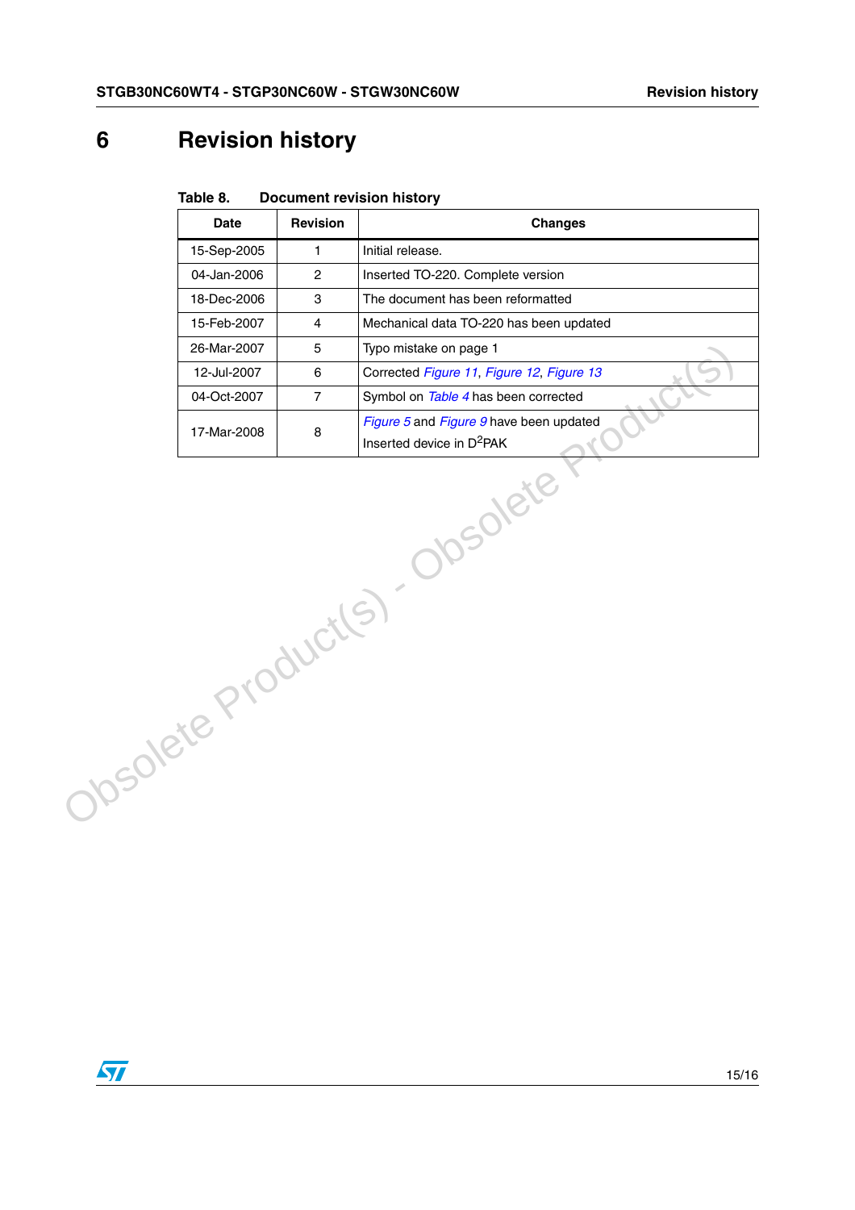# 6 Revision history

**Table 8. Document revision history**

| Date | Revision | Changes |
|---|---|---|
| 15-Sep-2005 | 1 | Initial release. |
| 04-Jan-2006 | 2 | Inserted TO-220. Complete version |
| 18-Dec-2006 | 3 | The document has been reformatted |
| 15-Feb-2007 | 4 | Mechanical data TO-220 has been updated |
| 26-Mar-2007 | 5 | Typo mistake on page 1 |
| 12-Jul-2007 | 6 | Corrected *Figure 11*, *Figure 12*, *Figure 13* |
| 04-Oct-2007 | 7 | Symbol on *Table 4* has been corrected |
| 17-Mar-2008 | 8 | *Figure 5* and *Figure 9* have been updated<br>Inserted device in $D^2PAK$ |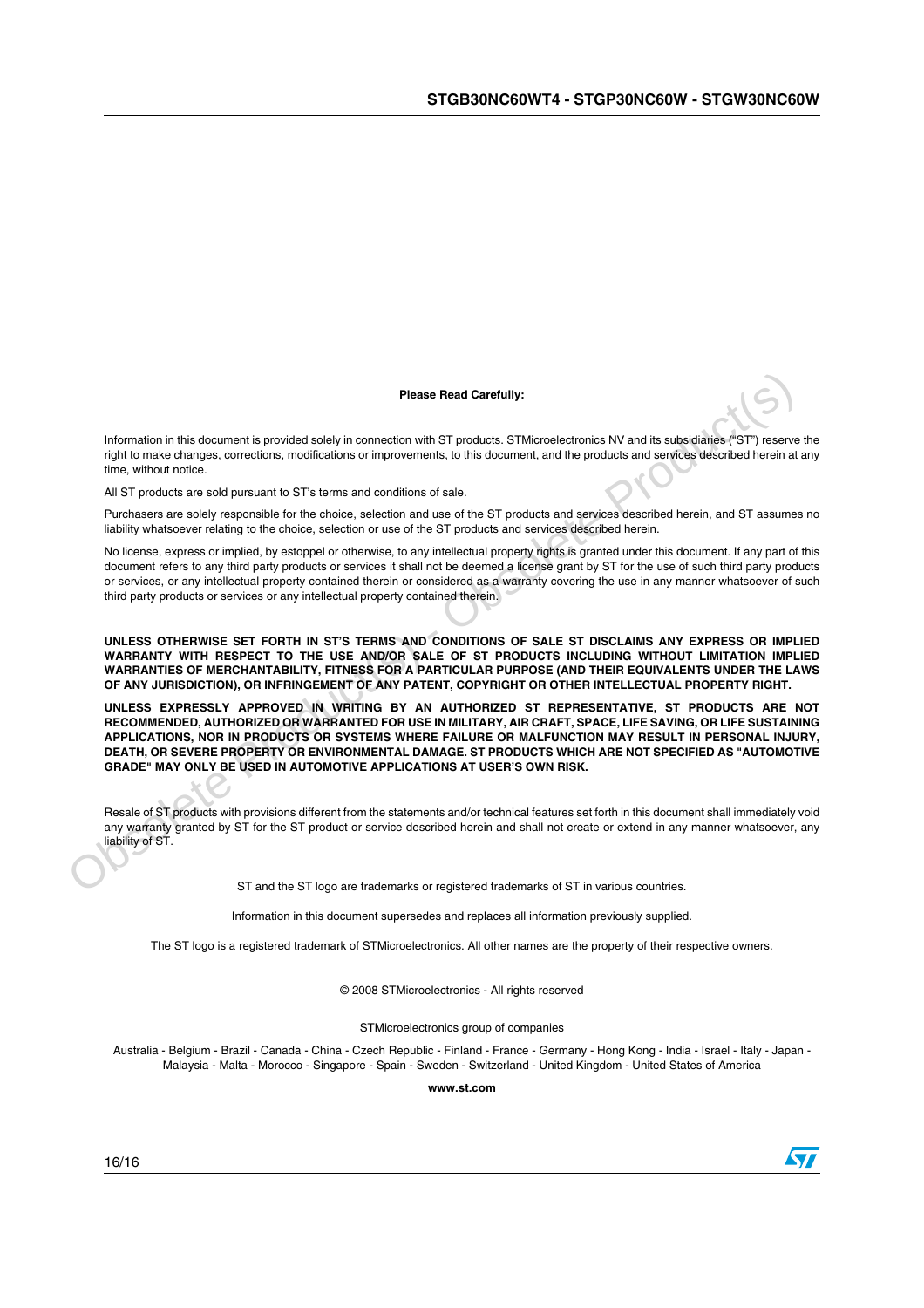**Please Read Carefully:**

Information in this document is provided solely in connection with ST products. STMicroelectronics NV and its subsidiaries ("ST") reserve the right to make changes, corrections, modifications or improvements, to this document, and the products and services described herein at any time, without notice.

All ST products are sold pursuant to ST's terms and conditions of sale.

Purchasers are solely responsible for the choice, selection and use of the ST products and services described herein, and ST assumes no liability whatsoever relating to the choice, selection or use of the ST products and services described herein.

No license, express or implied, by estoppel or otherwise, to any intellectual property rights is granted under this document. If any part of this document refers to any third party products or services it shall not be deemed a license grant by ST for the use of such third party products or services, or any intellectual property contained therein or considered as a warranty covering the use in any manner whatsoever of such third party products or services or any intellectual property contained therein.

**UNLESS OTHERWISE SET FORTH IN ST'S TERMS AND CONDITIONS OF SALE ST DISCLAIMS ANY EXPRESS OR IMPLIED WARRANTY WITH RESPECT TO THE USE AND/OR SALE OF ST PRODUCTS INCLUDING WITHOUT LIMITATION IMPLIED WARRANTIES OF MERCHANTABILITY, FITNESS FOR A PARTICULAR PURPOSE (AND THEIR EQUIVALENTS UNDER THE LAWS OF ANY JURISDICTION), OR INFRINGEMENT OF ANY PATENT, COPYRIGHT OR OTHER INTELLECTUAL PROPERTY RIGHT.**

**UNLESS EXPRESSLY APPROVED IN WRITING BY AN AUTHORIZED ST REPRESENTATIVE, ST PRODUCTS ARE NOT RECOMMENDED, AUTHORIZED OR WARRANTED FOR USE IN MILITARY, AIR CRAFT, SPACE, LIFE SAVING, OR LIFE SUSTAINING APPLICATIONS, NOR IN PRODUCTS OR SYSTEMS WHERE FAILURE OR MALFUNCTION MAY RESULT IN PERSONAL INJURY, DEATH, OR SEVERE PROPERTY OR ENVIRONMENTAL DAMAGE. ST PRODUCTS WHICH ARE NOT SPECIFIED AS "AUTOMOTIVE GRADE" MAY ONLY BE USED IN AUTOMOTIVE APPLICATIONS AT USER'S OWN RISK.**

Resale of ST products with provisions different from the statements and/or technical features set forth in this document shall immediately void any warranty granted by ST for the ST product or service described herein and shall not create or extend in any manner whatsoever, any liability of ST.

ST and the ST logo are trademarks or registered trademarks of ST in various countries.

Information in this document supersedes and replaces all information previously supplied.

The ST logo is a registered trademark of STMicroelectronics. All other names are the property of their respective owners.

© 2008 STMicroelectronics - All rights reserved

STMicroelectronics group of companies

Australia - Belgium - Brazil - Canada - China - Czech Republic - Finland - France - Germany - Hong Kong - India - Israel - Italy - Japan - Malaysia - Malta - Morocco - Singapore - Spain - Sweden - Switzerland - United Kingdom - United States of America

**www.st.com**